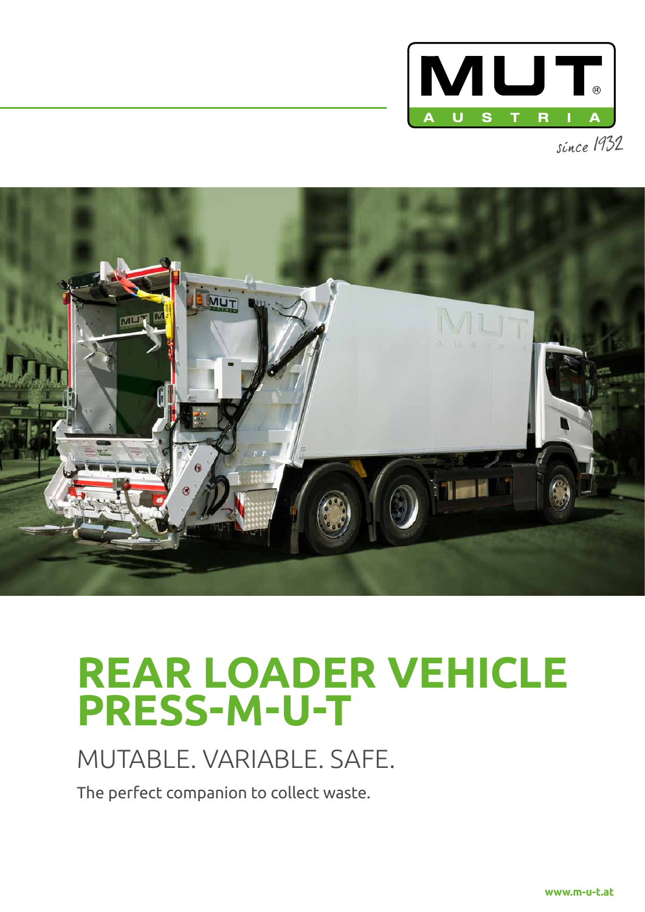MUT

AUSTRIA

since 1932

# REAR LOADER VEHICLE PRESS-M-U-T

## MUTABLE. VARIABLE. SAFE.

The perfect companion to collect waste.

www.m-u-t.at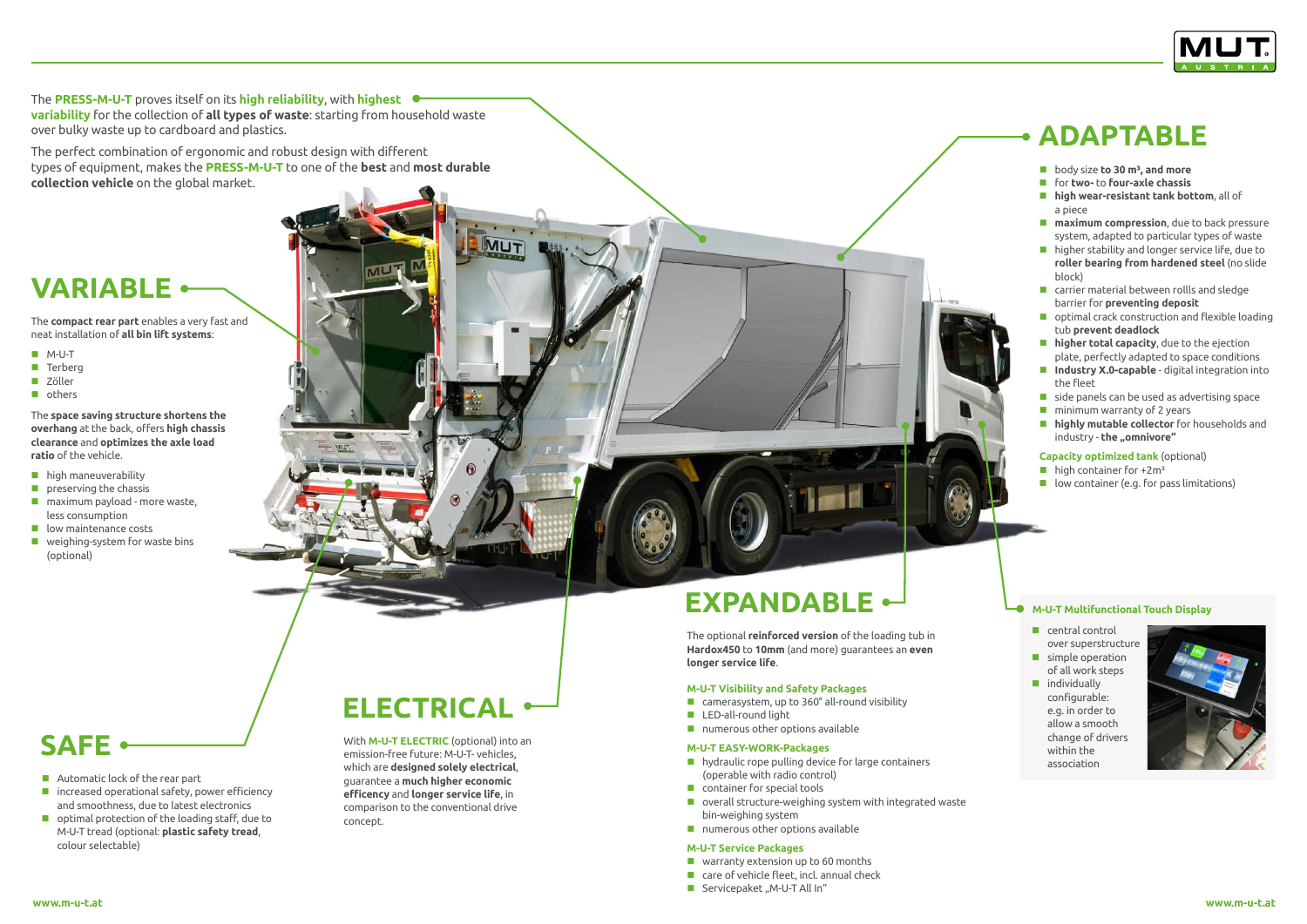The **PRESS-M-U-T** proves itself on its **high reliability**, with **highest variability** for the collection of **all types of waste**: starting from household waste over bulky waste up to cardboard and plastics.

The perfect combination of ergonomic and robust design with different types of equipment, makes the **PRESS-M-U-T** to one of the **best** and **most durable collection vehicle** on the global market.

## VARIABLE

The **compact rear part** enables a very fast and neat installation of **all bin lift systems**:

- M-U-T
- Terberg
- Zöller
- others

The **space saving structure shortens the overhang** at the back, offers **high chassis clearance** and **optimizes the axle load ratio** of the vehicle.

- high maneuverability
- preserving the chassis
- maximum payload - more waste, less consumption
- low maintenance costs
- weighing-system for waste bins (optional)

## SAFE

- Automatic lock of the rear part
- increased operational safety, power efficiency and smoothness, due to latest electronics
- optimal protection of the loading staff, due to M-U-T tread (optional: **plastic safety tread**, colour selectable)

## ELECTRICAL

With **M-U-T ELECTRIC** (optional) into an emission-free future: M-U-T- vehicles, which are **designed solely electrical**, guarantee a **much higher economic efficiency** and **longer service life**, in comparison to the conventional drive concept.

## EXPANDABLE

The optional **reinforced version** of the loading tub in **Hardox450** to **10mm** (and more) guarantees an **even longer service life**.

### M-U-T Visibility and Safety Packages

- camerasystem, up to 360° all-round visibility
- LED-all-round light
- numerous other options available

### M-U-T EASY-WORK-Packages

- hydraulic rope pulling device for large containers (operable with radio control)
- container for special tools
- overall structure-weighing system with integrated waste bin-weighing system
- numerous other options available

### M-U-T Service Packages

- warranty extension up to 60 months
- care of vehicle fleet, incl. annual check
- Servicepaket „M-U-T All In"

## ADAPTABLE

- body size **to 30 m³, and more**
- for **two-** to **four-axle chassis**
- **high wear-resistant tank bottom**, all of a piece
- **maximum compression**, due to back pressure system, adapted to particular types of waste
- higher stability and longer service life, due to **roller bearing from hardened steel** (no slide block)
- carrier material between rollls and sledge barrier for **preventing deposit**
- optimal crack construction and flexible loading tub **prevent deadlock**
- **higher total capacity**, due to the ejection plate, perfectly adapted to space conditions
- **Industry X.0-capable** - digital integration into the fleet
- side panels can be used as advertising space
- minimum warranty of 2 years
- **highly mutable collector** for households and industry - **the „omnivore"**

**Capacity optimized tank** (optional)

- high container for +2m³
- low container (e.g. for pass limitations)

### M-U-T Multifunctional Touch Display

- central control over superstructure
- simple operation of all work steps
- individually configurable: e.g. in order to allow a smooth change of drivers within the association

www.m-u-t.at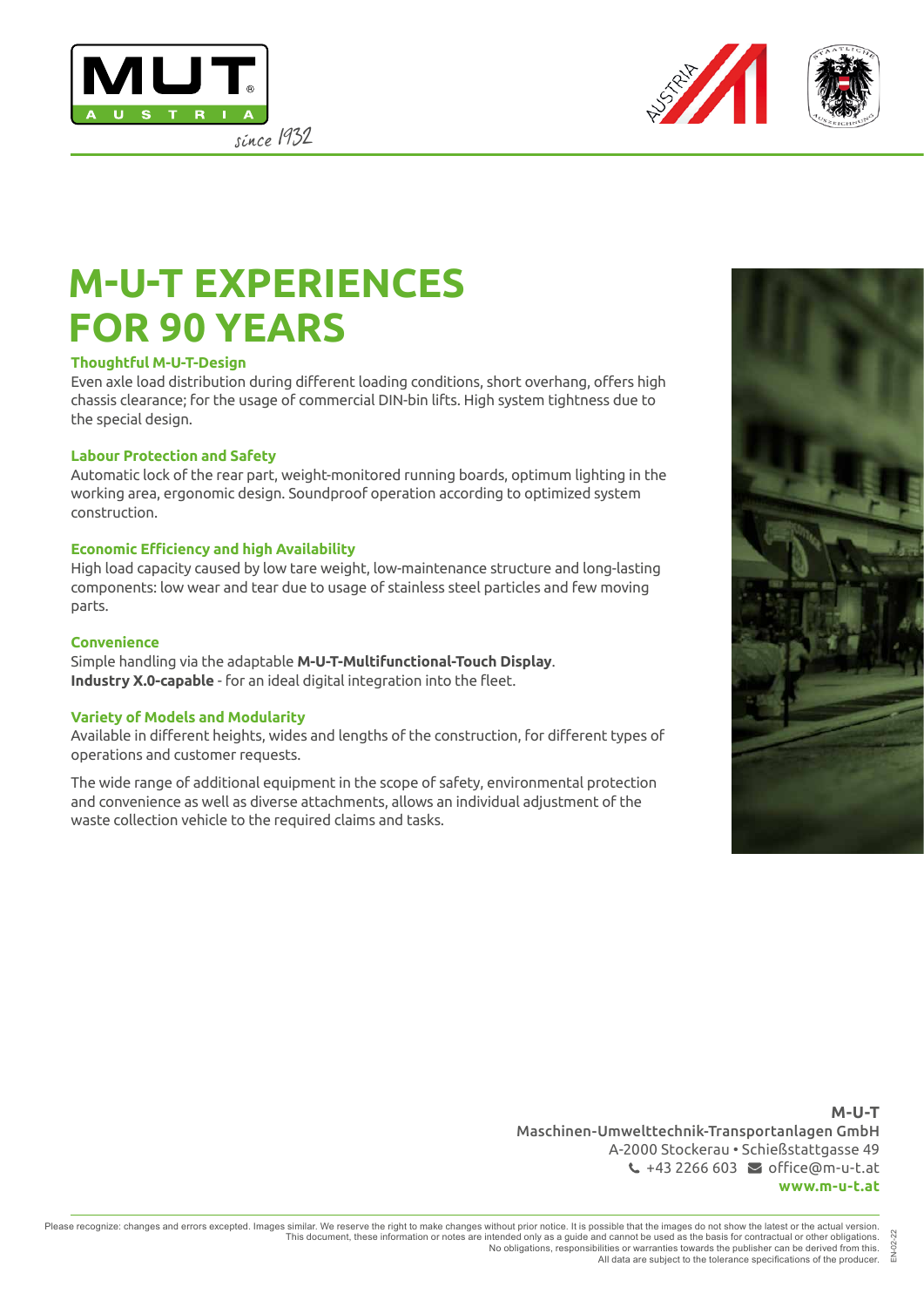# M-U-T EXPERIENCES FOR 90 YEARS

### Thoughtful M-U-T-Design

Even axle load distribution during different loading conditions, short overhang, offers high chassis clearance; for the usage of commercial DIN-bin lifts. High system tightness due to the special design.

### Labour Protection and Safety

Automatic lock of the rear part, weight-monitored running boards, optimum lighting in the working area, ergonomic design. Soundproof operation according to optimized system construction.

### Economic Efficiency and high Availability

High load capacity caused by low tare weight, low-maintenance structure and long-lasting components: low wear and tear due to usage of stainless steel particles and few moving parts.

### Convenience

Simple handling via the adaptable **M-U-T-Multifunctional-Touch Display**.
**Industry X.0-capable** - for an ideal digital integration into the fleet.

### Variety of Models and Modularity

Available in different heights, wides and lengths of the construction, for different types of operations and customer requests.

The wide range of additional equipment in the scope of safety, environmental protection and convenience as well as diverse attachments, allows an individual adjustment of the waste collection vehicle to the required claims and tasks.

**M-U-T**
Maschinen-Umwelttechnik-Transportanlagen GmbH
A-2000 Stockerau • Schießstattgasse 49
+43 2266 603 office@m-u-t.at
**www.m-u-t.at**

Please recognize: changes and errors excepted. Images similar. We reserve the right to make changes without prior notice. It is possible that the images do not show the latest or the actual version. This document, these information or notes are intended only as a guide and cannot be used as the basis for contractual or other obligations. No obligations, responsibilities or warranties towards the publisher can be derived from this. All data are subject to the tolerance specifications of the producer.

EN-02-22